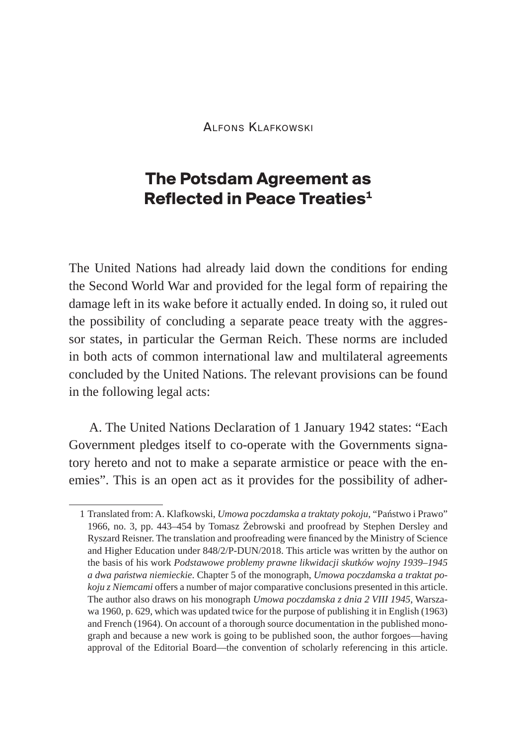Alfons Klafkowski

# The Potsdam Agreement as Reflected in Peace Treaties[1]

The United Nations had already laid down the conditions for ending the Second World War and provided for the legal form of repairing the damage left in its wake before it actually ended. In doing so, it ruled out the possibility of concluding a separate peace treaty with the aggressor states, in particular the German Reich. These norms are included in both acts of common international law and multilateral agreements concluded by the United Nations. The relevant provisions can be found in the following legal acts:

A. The United Nations Declaration of 1 January 1942 states: "Each Government pledges itself to co-operate with the Governments signatory hereto and not to make a separate armistice or peace with the enemies". This is an open act as it provides for the possibility of adher-

---

1 Translated from: A. Klafkowski, *Umowa poczdamska a traktaty pokoju*, "Państwo i Prawo" 1966, no. 3, pp. 443–454 by Tomasz Żebrowski and proofread by Stephen Dersley and Ryszard Reisner. The translation and proofreading were financed by the Ministry of Science and Higher Education under 848/2/P-DUN/2018. This article was written by the author on the basis of his work *Podstawowe problemy prawne likwidacji skutków wojny 1939–1945 a dwa państwa niemieckie*. Chapter 5 of the monograph, *Umowa poczdamska a traktat pokoju z Niemcami* offers a number of major comparative conclusions presented in this article. The author also draws on his monograph *Umowa poczdamska z dnia 2 VIII 1945*, Warszawa 1960, p. 629, which was updated twice for the purpose of publishing it in English (1963) and French (1964). On account of a thorough source documentation in the published monograph and because a new work is going to be published soon, the author forgoes—having approval of the Editorial Board—the convention of scholarly referencing in this article.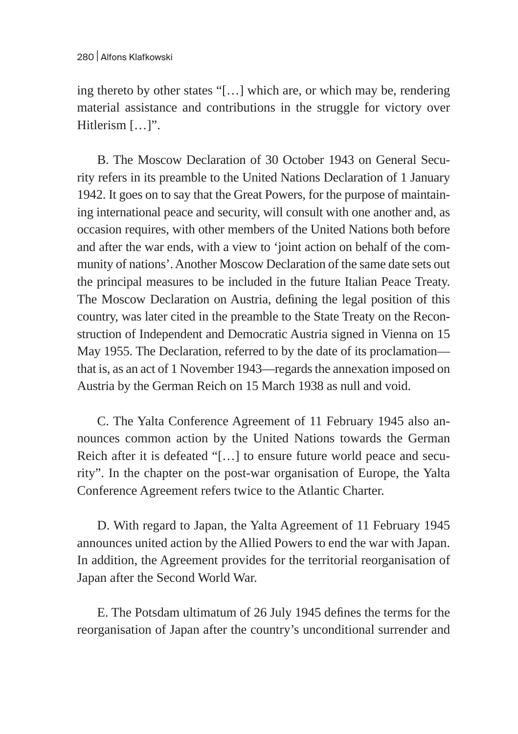ing thereto by other states "[…] which are, or which may be, rendering material assistance and contributions in the struggle for victory over Hitlerism […]".

B. The Moscow Declaration of 30 October 1943 on General Security refers in its preamble to the United Nations Declaration of 1 January 1942. It goes on to say that the Great Powers, for the purpose of maintaining international peace and security, will consult with one another and, as occasion requires, with other members of the United Nations both before and after the war ends, with a view to 'joint action on behalf of the community of nations'. Another Moscow Declaration of the same date sets out the principal measures to be included in the future Italian Peace Treaty. The Moscow Declaration on Austria, defining the legal position of this country, was later cited in the preamble to the State Treaty on the Reconstruction of Independent and Democratic Austria signed in Vienna on 15 May 1955. The Declaration, referred to by the date of its proclamation—that is, as an act of 1 November 1943—regards the annexation imposed on Austria by the German Reich on 15 March 1938 as null and void.

C. The Yalta Conference Agreement of 11 February 1945 also announces common action by the United Nations towards the German Reich after it is defeated "[…] to ensure future world peace and security". In the chapter on the post-war organisation of Europe, the Yalta Conference Agreement refers twice to the Atlantic Charter.

D. With regard to Japan, the Yalta Agreement of 11 February 1945 announces united action by the Allied Powers to end the war with Japan. In addition, the Agreement provides for the territorial reorganisation of Japan after the Second World War.

E. The Potsdam ultimatum of 26 July 1945 defines the terms for the reorganisation of Japan after the country's unconditional surrender and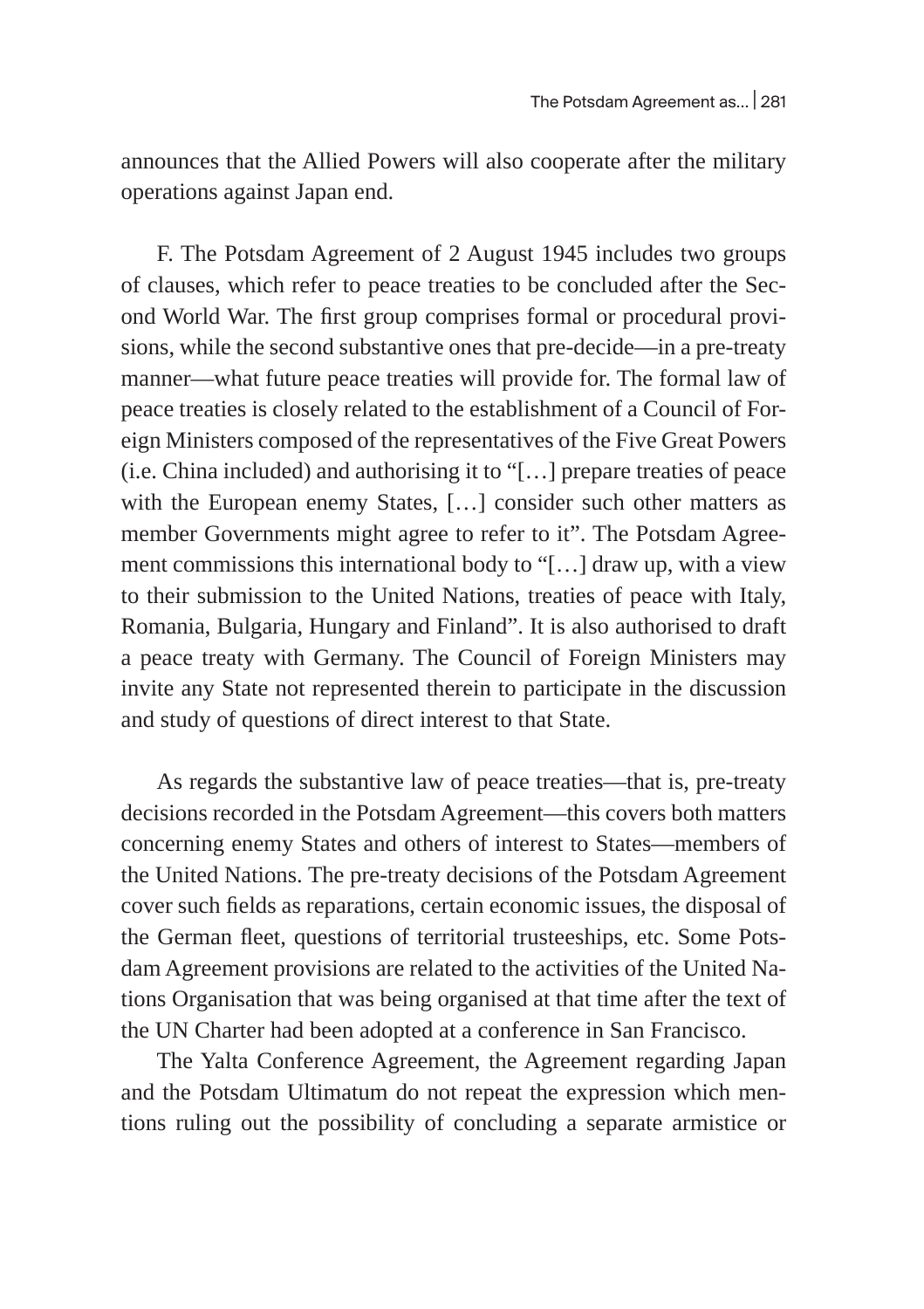announces that the Allied Powers will also cooperate after the military operations against Japan end.

F. The Potsdam Agreement of 2 August 1945 includes two groups of clauses, which refer to peace treaties to be concluded after the Second World War. The first group comprises formal or procedural provisions, while the second substantive ones that pre-decide—in a pre-treaty manner—what future peace treaties will provide for. The formal law of peace treaties is closely related to the establishment of a Council of Foreign Ministers composed of the representatives of the Five Great Powers (i.e. China included) and authorising it to "[…] prepare treaties of peace with the European enemy States, […] consider such other matters as member Governments might agree to refer to it". The Potsdam Agreement commissions this international body to "[…] draw up, with a view to their submission to the United Nations, treaties of peace with Italy, Romania, Bulgaria, Hungary and Finland". It is also authorised to draft a peace treaty with Germany. The Council of Foreign Ministers may invite any State not represented therein to participate in the discussion and study of questions of direct interest to that State.

As regards the substantive law of peace treaties—that is, pre-treaty decisions recorded in the Potsdam Agreement—this covers both matters concerning enemy States and others of interest to States—members of the United Nations. The pre-treaty decisions of the Potsdam Agreement cover such fields as reparations, certain economic issues, the disposal of the German fleet, questions of territorial trusteeships, etc. Some Potsdam Agreement provisions are related to the activities of the United Nations Organisation that was being organised at that time after the text of the UN Charter had been adopted at a conference in San Francisco.

The Yalta Conference Agreement, the Agreement regarding Japan and the Potsdam Ultimatum do not repeat the expression which mentions ruling out the possibility of concluding a separate armistice or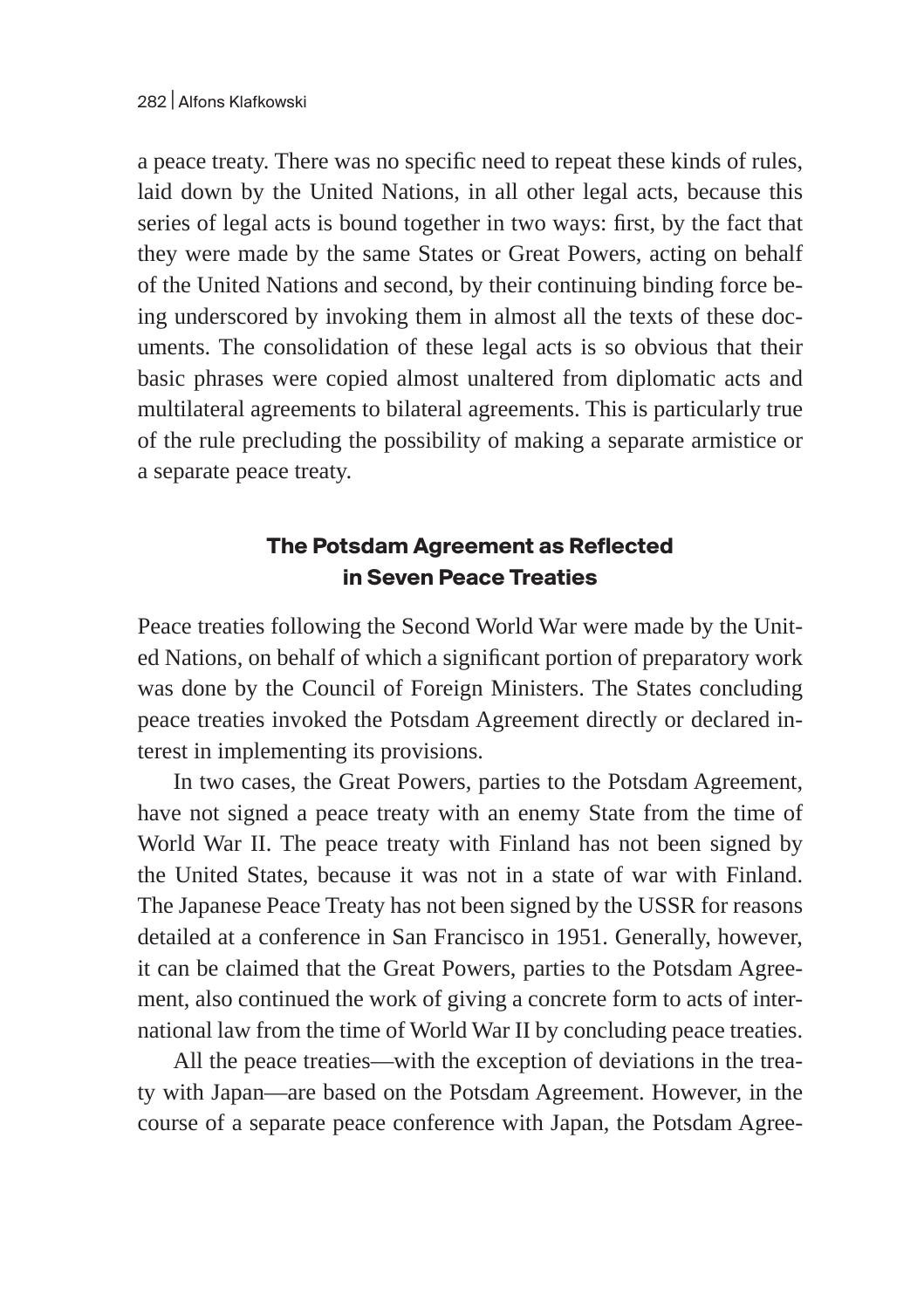a peace treaty. There was no specific need to repeat these kinds of rules, laid down by the United Nations, in all other legal acts, because this series of legal acts is bound together in two ways: first, by the fact that they were made by the same States or Great Powers, acting on behalf of the United Nations and second, by their continuing binding force being underscored by invoking them in almost all the texts of these documents. The consolidation of these legal acts is so obvious that their basic phrases were copied almost unaltered from diplomatic acts and multilateral agreements to bilateral agreements. This is particularly true of the rule precluding the possibility of making a separate armistice or a separate peace treaty.

## The Potsdam Agreement as Reflected in Seven Peace Treaties

Peace treaties following the Second World War were made by the United Nations, on behalf of which a significant portion of preparatory work was done by the Council of Foreign Ministers. The States concluding peace treaties invoked the Potsdam Agreement directly or declared interest in implementing its provisions.

In two cases, the Great Powers, parties to the Potsdam Agreement, have not signed a peace treaty with an enemy State from the time of World War II. The peace treaty with Finland has not been signed by the United States, because it was not in a state of war with Finland. The Japanese Peace Treaty has not been signed by the USSR for reasons detailed at a conference in San Francisco in 1951. Generally, however, it can be claimed that the Great Powers, parties to the Potsdam Agreement, also continued the work of giving a concrete form to acts of international law from the time of World War II by concluding peace treaties.

All the peace treaties—with the exception of deviations in the treaty with Japan—are based on the Potsdam Agreement. However, in the course of a separate peace conference with Japan, the Potsdam Agree-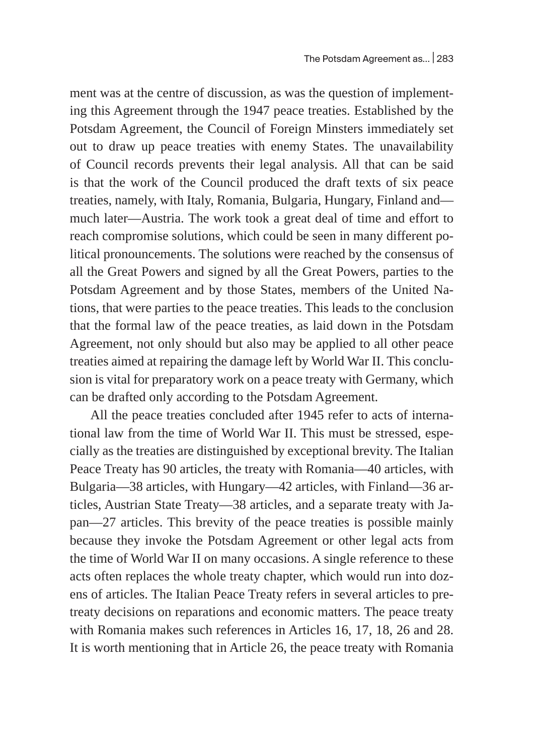ment was at the centre of discussion, as was the question of implementing this Agreement through the 1947 peace treaties. Established by the Potsdam Agreement, the Council of Foreign Minsters immediately set out to draw up peace treaties with enemy States. The unavailability of Council records prevents their legal analysis. All that can be said is that the work of the Council produced the draft texts of six peace treaties, namely, with Italy, Romania, Bulgaria, Hungary, Finland and—much later—Austria. The work took a great deal of time and effort to reach compromise solutions, which could be seen in many different political pronouncements. The solutions were reached by the consensus of all the Great Powers and signed by all the Great Powers, parties to the Potsdam Agreement and by those States, members of the United Nations, that were parties to the peace treaties. This leads to the conclusion that the formal law of the peace treaties, as laid down in the Potsdam Agreement, not only should but also may be applied to all other peace treaties aimed at repairing the damage left by World War II. This conclusion is vital for preparatory work on a peace treaty with Germany, which can be drafted only according to the Potsdam Agreement.

All the peace treaties concluded after 1945 refer to acts of international law from the time of World War II. This must be stressed, especially as the treaties are distinguished by exceptional brevity. The Italian Peace Treaty has 90 articles, the treaty with Romania—40 articles, with Bulgaria—38 articles, with Hungary—42 articles, with Finland—36 articles, Austrian State Treaty—38 articles, and a separate treaty with Japan—27 articles. This brevity of the peace treaties is possible mainly because they invoke the Potsdam Agreement or other legal acts from the time of World War II on many occasions. A single reference to these acts often replaces the whole treaty chapter, which would run into dozens of articles. The Italian Peace Treaty refers in several articles to pre-treaty decisions on reparations and economic matters. The peace treaty with Romania makes such references in Articles 16, 17, 18, 26 and 28. It is worth mentioning that in Article 26, the peace treaty with Romania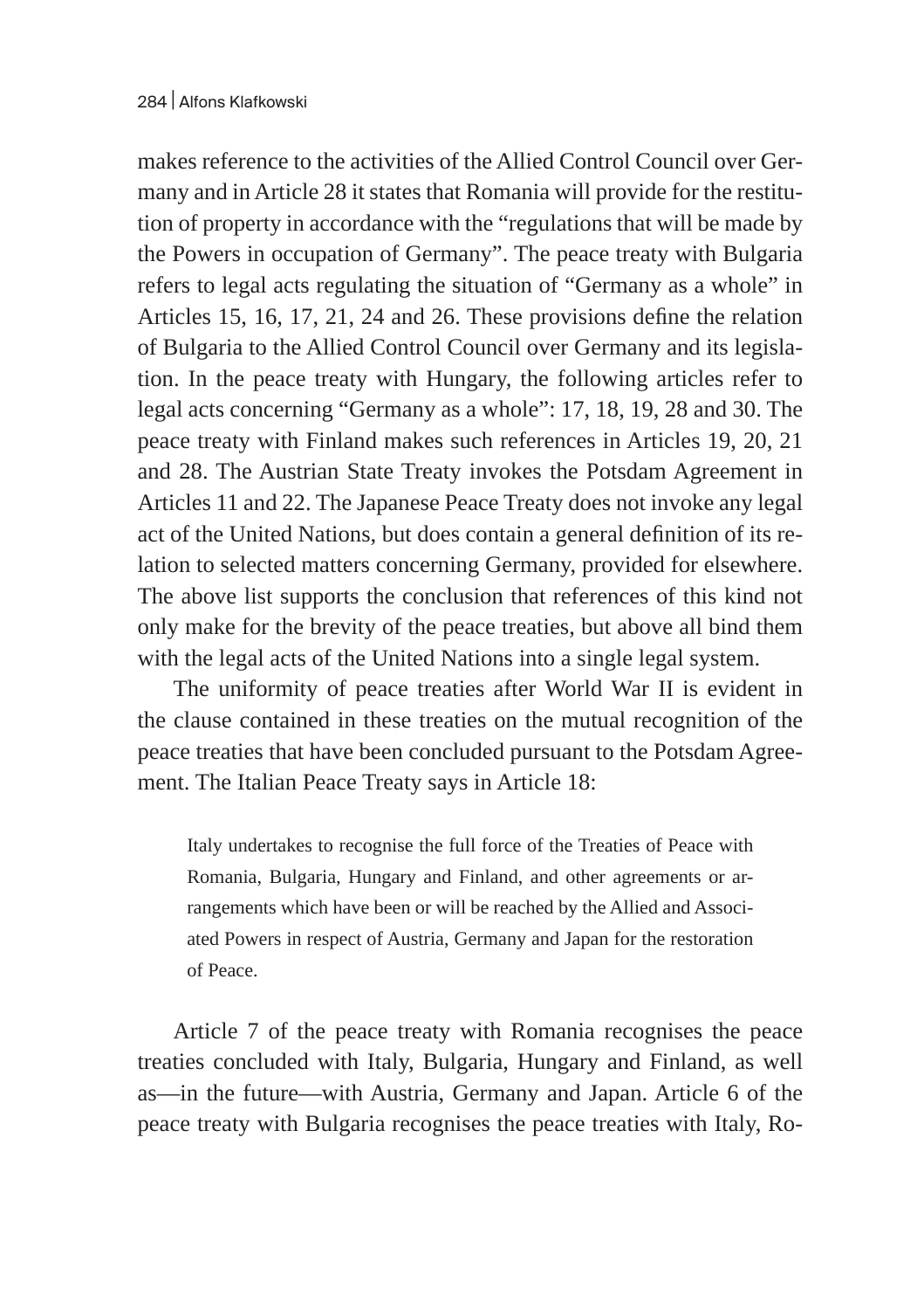makes reference to the activities of the Allied Control Council over Germany and in Article 28 it states that Romania will provide for the restitution of property in accordance with the "regulations that will be made by the Powers in occupation of Germany". The peace treaty with Bulgaria refers to legal acts regulating the situation of "Germany as a whole" in Articles 15, 16, 17, 21, 24 and 26. These provisions define the relation of Bulgaria to the Allied Control Council over Germany and its legislation. In the peace treaty with Hungary, the following articles refer to legal acts concerning "Germany as a whole": 17, 18, 19, 28 and 30. The peace treaty with Finland makes such references in Articles 19, 20, 21 and 28. The Austrian State Treaty invokes the Potsdam Agreement in Articles 11 and 22. The Japanese Peace Treaty does not invoke any legal act of the United Nations, but does contain a general definition of its relation to selected matters concerning Germany, provided for elsewhere. The above list supports the conclusion that references of this kind not only make for the brevity of the peace treaties, but above all bind them with the legal acts of the United Nations into a single legal system.

The uniformity of peace treaties after World War II is evident in the clause contained in these treaties on the mutual recognition of the peace treaties that have been concluded pursuant to the Potsdam Agreement. The Italian Peace Treaty says in Article 18:

> Italy undertakes to recognise the full force of the Treaties of Peace with Romania, Bulgaria, Hungary and Finland, and other agreements or arrangements which have been or will be reached by the Allied and Associated Powers in respect of Austria, Germany and Japan for the restoration of Peace.

Article 7 of the peace treaty with Romania recognises the peace treaties concluded with Italy, Bulgaria, Hungary and Finland, as well as—in the future—with Austria, Germany and Japan. Article 6 of the peace treaty with Bulgaria recognises the peace treaties with Italy, Ro-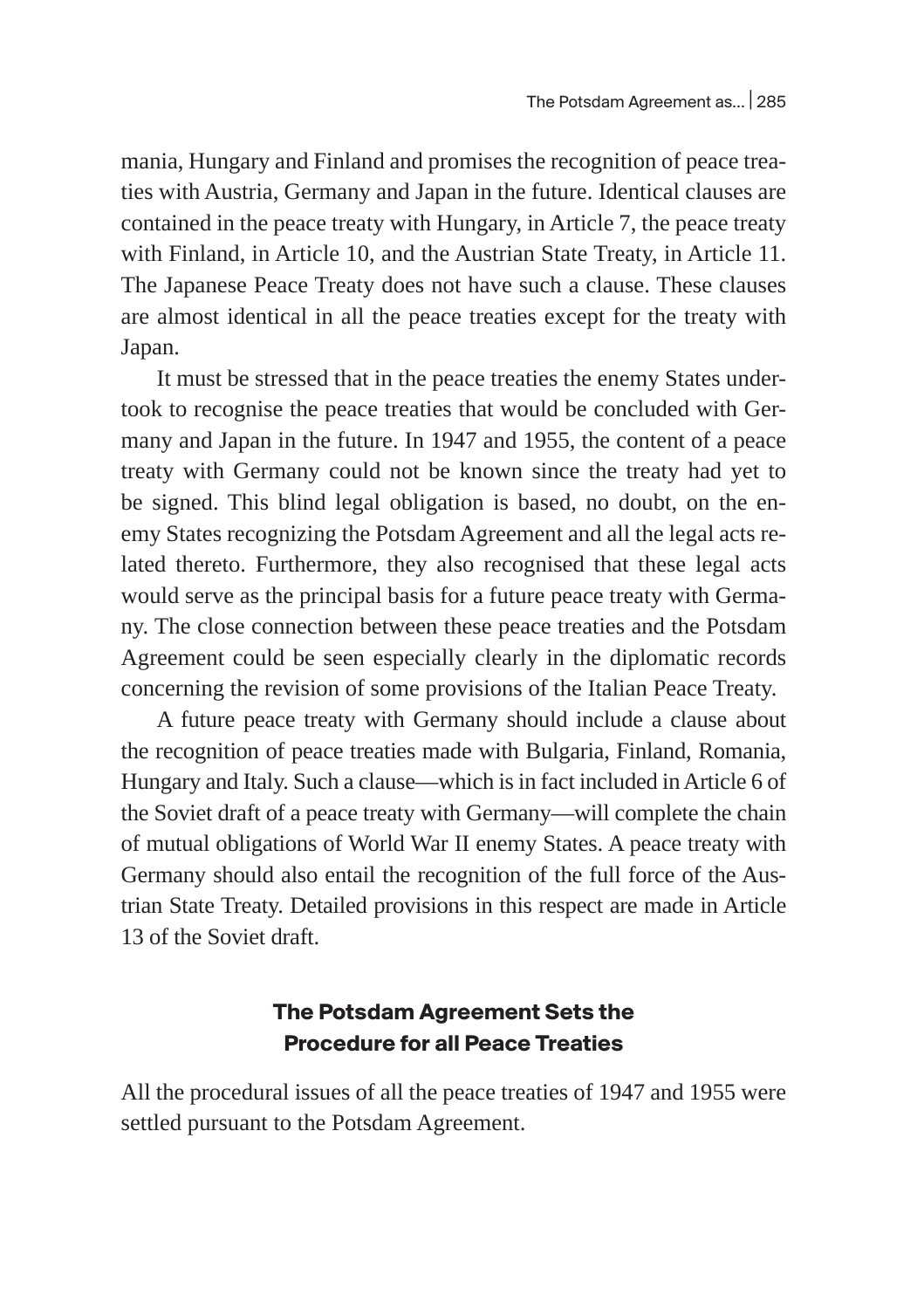mania, Hungary and Finland and promises the recognition of peace treaties with Austria, Germany and Japan in the future. Identical clauses are contained in the peace treaty with Hungary, in Article 7, the peace treaty with Finland, in Article 10, and the Austrian State Treaty, in Article 11. The Japanese Peace Treaty does not have such a clause. These clauses are almost identical in all the peace treaties except for the treaty with Japan.

It must be stressed that in the peace treaties the enemy States undertook to recognise the peace treaties that would be concluded with Germany and Japan in the future. In 1947 and 1955, the content of a peace treaty with Germany could not be known since the treaty had yet to be signed. This blind legal obligation is based, no doubt, on the enemy States recognizing the Potsdam Agreement and all the legal acts related thereto. Furthermore, they also recognised that these legal acts would serve as the principal basis for a future peace treaty with Germany. The close connection between these peace treaties and the Potsdam Agreement could be seen especially clearly in the diplomatic records concerning the revision of some provisions of the Italian Peace Treaty.

A future peace treaty with Germany should include a clause about the recognition of peace treaties made with Bulgaria, Finland, Romania, Hungary and Italy. Such a clause—which is in fact included in Article 6 of the Soviet draft of a peace treaty with Germany—will complete the chain of mutual obligations of World War II enemy States. A peace treaty with Germany should also entail the recognition of the full force of the Austrian State Treaty. Detailed provisions in this respect are made in Article 13 of the Soviet draft.

## The Potsdam Agreement Sets the Procedure for all Peace Treaties

All the procedural issues of all the peace treaties of 1947 and 1955 were settled pursuant to the Potsdam Agreement.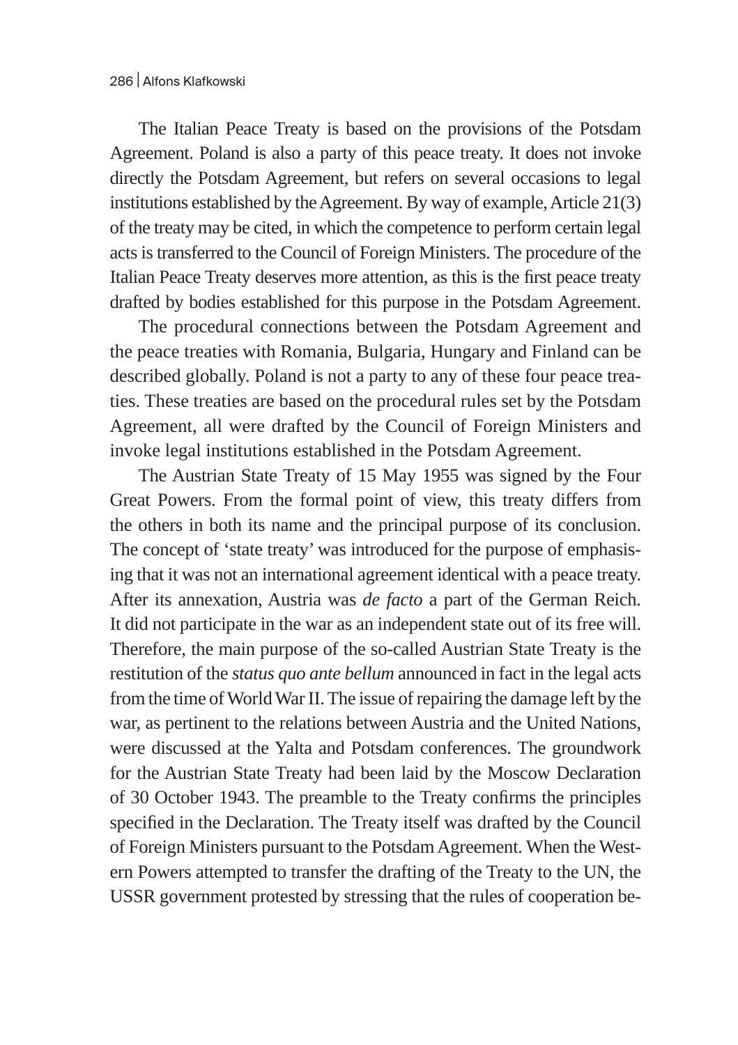The Italian Peace Treaty is based on the provisions of the Potsdam Agreement. Poland is also a party of this peace treaty. It does not invoke directly the Potsdam Agreement, but refers on several occasions to legal institutions established by the Agreement. By way of example, Article 21(3) of the treaty may be cited, in which the competence to perform certain legal acts is transferred to the Council of Foreign Ministers. The procedure of the Italian Peace Treaty deserves more attention, as this is the first peace treaty drafted by bodies established for this purpose in the Potsdam Agreement.

The procedural connections between the Potsdam Agreement and the peace treaties with Romania, Bulgaria, Hungary and Finland can be described globally. Poland is not a party to any of these four peace treaties. These treaties are based on the procedural rules set by the Potsdam Agreement, all were drafted by the Council of Foreign Ministers and invoke legal institutions established in the Potsdam Agreement.

The Austrian State Treaty of 15 May 1955 was signed by the Four Great Powers. From the formal point of view, this treaty differs from the others in both its name and the principal purpose of its conclusion. The concept of 'state treaty' was introduced for the purpose of emphasising that it was not an international agreement identical with a peace treaty. After its annexation, Austria was *de facto* a part of the German Reich. It did not participate in the war as an independent state out of its free will. Therefore, the main purpose of the so-called Austrian State Treaty is the restitution of the *status quo ante bellum* announced in fact in the legal acts from the time of World War II. The issue of repairing the damage left by the war, as pertinent to the relations between Austria and the United Nations, were discussed at the Yalta and Potsdam conferences. The groundwork for the Austrian State Treaty had been laid by the Moscow Declaration of 30 October 1943. The preamble to the Treaty confirms the principles specified in the Declaration. The Treaty itself was drafted by the Council of Foreign Ministers pursuant to the Potsdam Agreement. When the Western Powers attempted to transfer the drafting of the Treaty to the UN, the USSR government protested by stressing that the rules of cooperation be-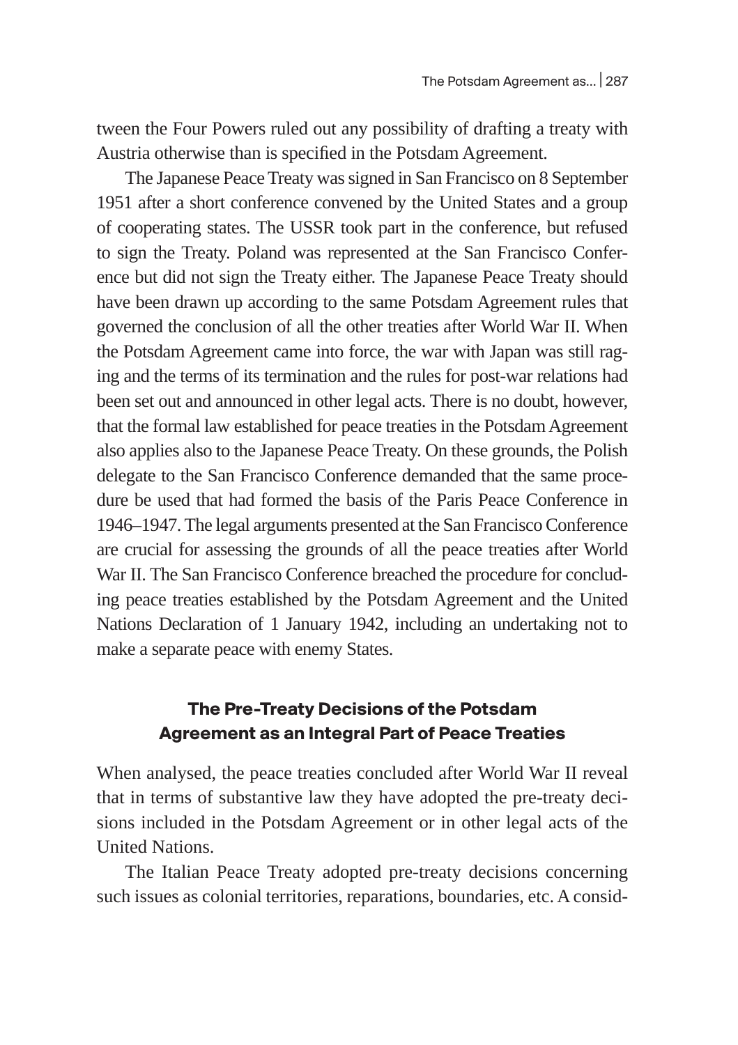tween the Four Powers ruled out any possibility of drafting a treaty with Austria otherwise than is specified in the Potsdam Agreement.

The Japanese Peace Treaty was signed in San Francisco on 8 September 1951 after a short conference convened by the United States and a group of cooperating states. The USSR took part in the conference, but refused to sign the Treaty. Poland was represented at the San Francisco Conference but did not sign the Treaty either. The Japanese Peace Treaty should have been drawn up according to the same Potsdam Agreement rules that governed the conclusion of all the other treaties after World War II. When the Potsdam Agreement came into force, the war with Japan was still raging and the terms of its termination and the rules for post-war relations had been set out and announced in other legal acts. There is no doubt, however, that the formal law established for peace treaties in the Potsdam Agreement also applies also to the Japanese Peace Treaty. On these grounds, the Polish delegate to the San Francisco Conference demanded that the same procedure be used that had formed the basis of the Paris Peace Conference in 1946–1947. The legal arguments presented at the San Francisco Conference are crucial for assessing the grounds of all the peace treaties after World War II. The San Francisco Conference breached the procedure for concluding peace treaties established by the Potsdam Agreement and the United Nations Declaration of 1 January 1942, including an undertaking not to make a separate peace with enemy States.

## The Pre-Treaty Decisions of the Potsdam Agreement as an Integral Part of Peace Treaties

When analysed, the peace treaties concluded after World War II reveal that in terms of substantive law they have adopted the pre-treaty decisions included in the Potsdam Agreement or in other legal acts of the United Nations.

The Italian Peace Treaty adopted pre-treaty decisions concerning such issues as colonial territories, reparations, boundaries, etc. A consid-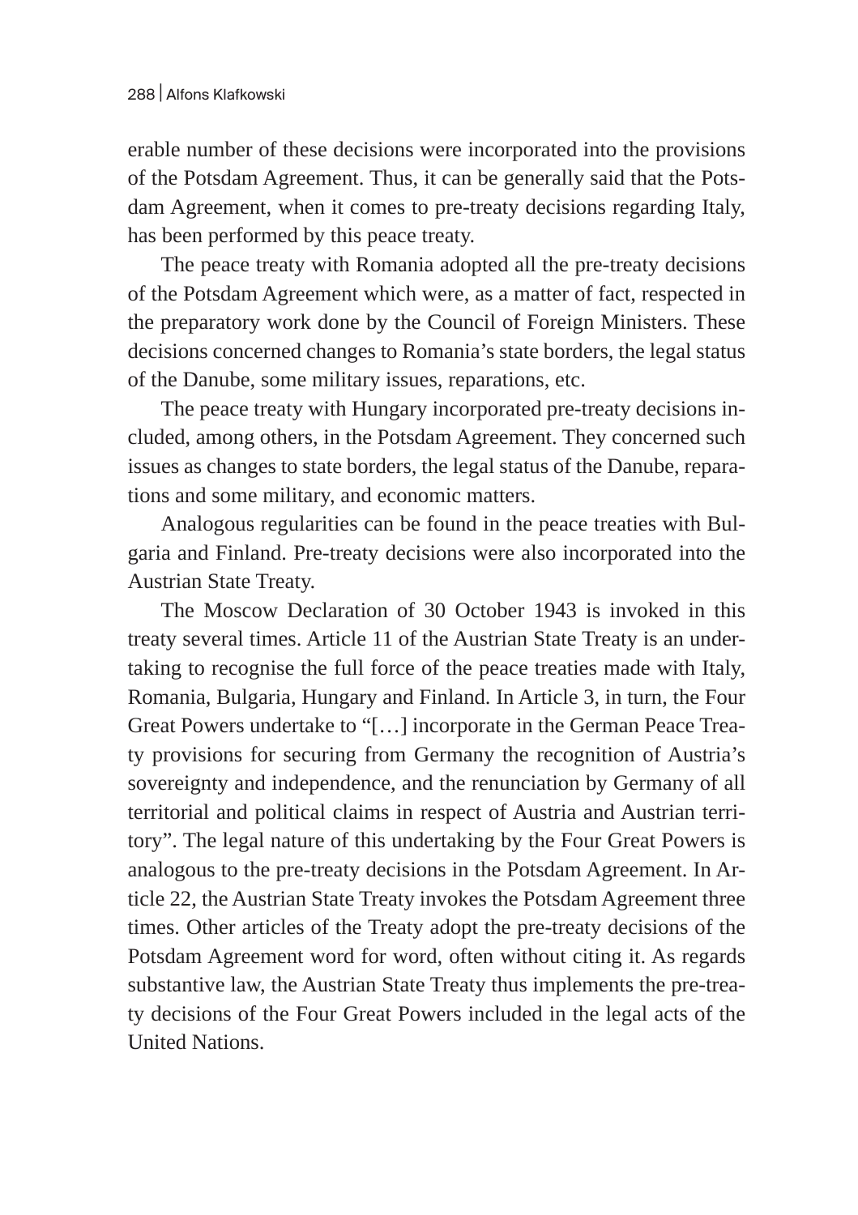erable number of these decisions were incorporated into the provisions of the Potsdam Agreement. Thus, it can be generally said that the Potsdam Agreement, when it comes to pre-treaty decisions regarding Italy, has been performed by this peace treaty.

The peace treaty with Romania adopted all the pre-treaty decisions of the Potsdam Agreement which were, as a matter of fact, respected in the preparatory work done by the Council of Foreign Ministers. These decisions concerned changes to Romania's state borders, the legal status of the Danube, some military issues, reparations, etc.

The peace treaty with Hungary incorporated pre-treaty decisions included, among others, in the Potsdam Agreement. They concerned such issues as changes to state borders, the legal status of the Danube, reparations and some military, and economic matters.

Analogous regularities can be found in the peace treaties with Bulgaria and Finland. Pre-treaty decisions were also incorporated into the Austrian State Treaty.

The Moscow Declaration of 30 October 1943 is invoked in this treaty several times. Article 11 of the Austrian State Treaty is an undertaking to recognise the full force of the peace treaties made with Italy, Romania, Bulgaria, Hungary and Finland. In Article 3, in turn, the Four Great Powers undertake to "[…] incorporate in the German Peace Treaty provisions for securing from Germany the recognition of Austria's sovereignty and independence, and the renunciation by Germany of all territorial and political claims in respect of Austria and Austrian territory". The legal nature of this undertaking by the Four Great Powers is analogous to the pre-treaty decisions in the Potsdam Agreement. In Article 22, the Austrian State Treaty invokes the Potsdam Agreement three times. Other articles of the Treaty adopt the pre-treaty decisions of the Potsdam Agreement word for word, often without citing it. As regards substantive law, the Austrian State Treaty thus implements the pre-treaty decisions of the Four Great Powers included in the legal acts of the United Nations.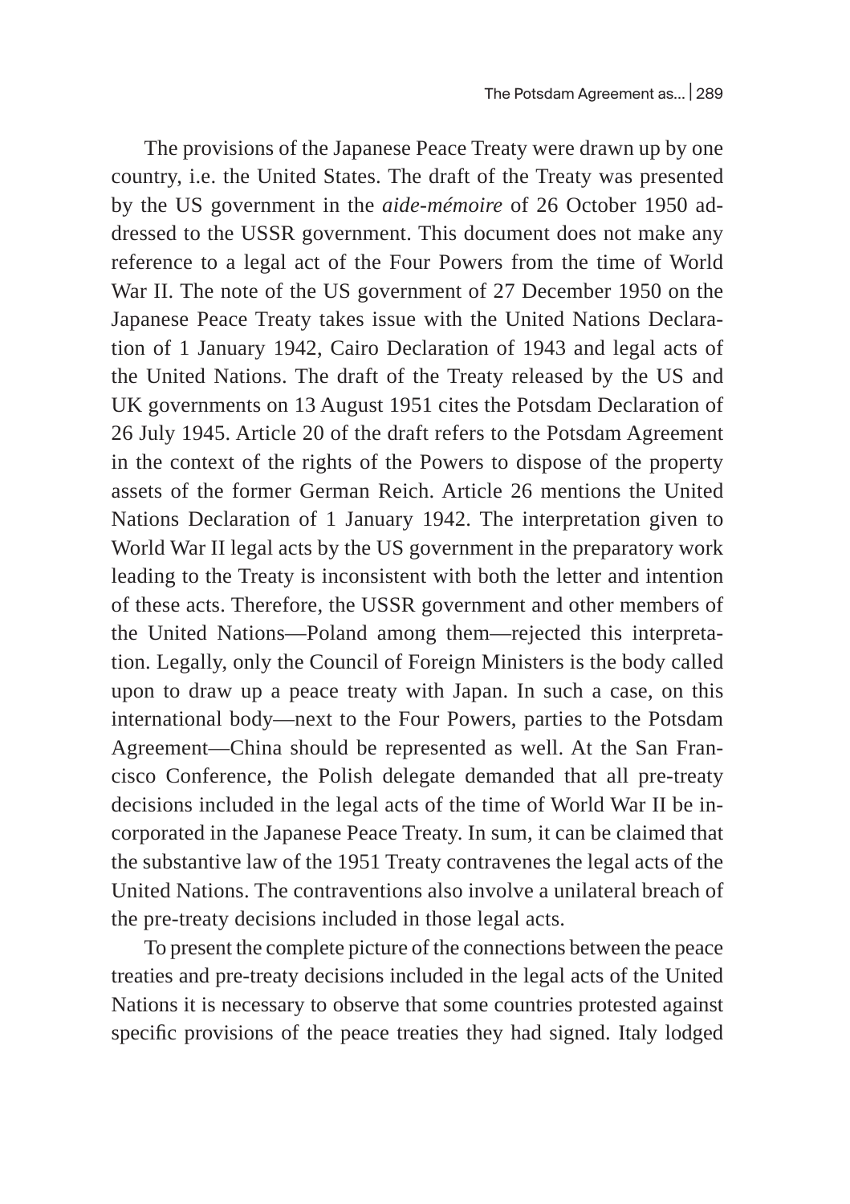The provisions of the Japanese Peace Treaty were drawn up by one country, i.e. the United States. The draft of the Treaty was presented by the US government in the *aide-mémoire* of 26 October 1950 addressed to the USSR government. This document does not make any reference to a legal act of the Four Powers from the time of World War II. The note of the US government of 27 December 1950 on the Japanese Peace Treaty takes issue with the United Nations Declaration of 1 January 1942, Cairo Declaration of 1943 and legal acts of the United Nations. The draft of the Treaty released by the US and UK governments on 13 August 1951 cites the Potsdam Declaration of 26 July 1945. Article 20 of the draft refers to the Potsdam Agreement in the context of the rights of the Powers to dispose of the property assets of the former German Reich. Article 26 mentions the United Nations Declaration of 1 January 1942. The interpretation given to World War II legal acts by the US government in the preparatory work leading to the Treaty is inconsistent with both the letter and intention of these acts. Therefore, the USSR government and other members of the United Nations—Poland among them—rejected this interpretation. Legally, only the Council of Foreign Ministers is the body called upon to draw up a peace treaty with Japan. In such a case, on this international body—next to the Four Powers, parties to the Potsdam Agreement—China should be represented as well. At the San Francisco Conference, the Polish delegate demanded that all pre-treaty decisions included in the legal acts of the time of World War II be incorporated in the Japanese Peace Treaty. In sum, it can be claimed that the substantive law of the 1951 Treaty contravenes the legal acts of the United Nations. The contraventions also involve a unilateral breach of the pre-treaty decisions included in those legal acts.

To present the complete picture of the connections between the peace treaties and pre-treaty decisions included in the legal acts of the United Nations it is necessary to observe that some countries protested against specific provisions of the peace treaties they had signed. Italy lodged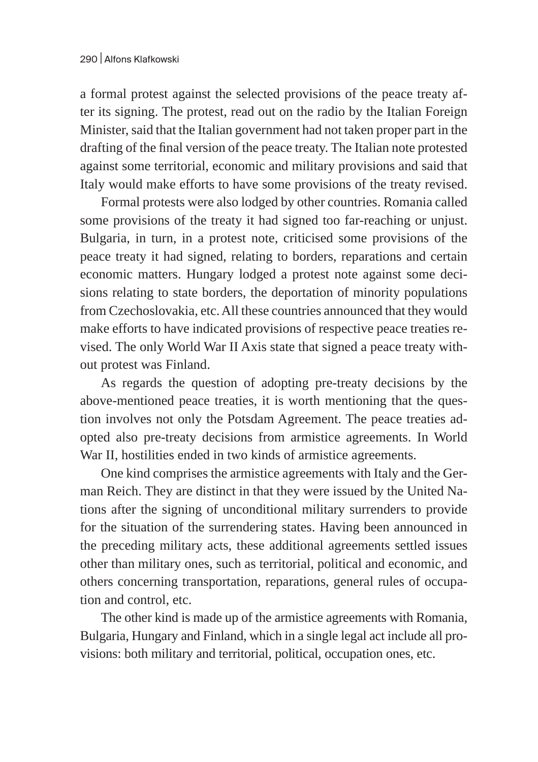a formal protest against the selected provisions of the peace treaty after its signing. The protest, read out on the radio by the Italian Foreign Minister, said that the Italian government had not taken proper part in the drafting of the final version of the peace treaty. The Italian note protested against some territorial, economic and military provisions and said that Italy would make efforts to have some provisions of the treaty revised.

Formal protests were also lodged by other countries. Romania called some provisions of the treaty it had signed too far-reaching or unjust. Bulgaria, in turn, in a protest note, criticised some provisions of the peace treaty it had signed, relating to borders, reparations and certain economic matters. Hungary lodged a protest note against some decisions relating to state borders, the deportation of minority populations from Czechoslovakia, etc. All these countries announced that they would make efforts to have indicated provisions of respective peace treaties revised. The only World War II Axis state that signed a peace treaty without protest was Finland.

As regards the question of adopting pre-treaty decisions by the above-mentioned peace treaties, it is worth mentioning that the question involves not only the Potsdam Agreement. The peace treaties adopted also pre-treaty decisions from armistice agreements. In World War II, hostilities ended in two kinds of armistice agreements.

One kind comprises the armistice agreements with Italy and the German Reich. They are distinct in that they were issued by the United Nations after the signing of unconditional military surrenders to provide for the situation of the surrendering states. Having been announced in the preceding military acts, these additional agreements settled issues other than military ones, such as territorial, political and economic, and others concerning transportation, reparations, general rules of occupation and control, etc.

The other kind is made up of the armistice agreements with Romania, Bulgaria, Hungary and Finland, which in a single legal act include all provisions: both military and territorial, political, occupation ones, etc.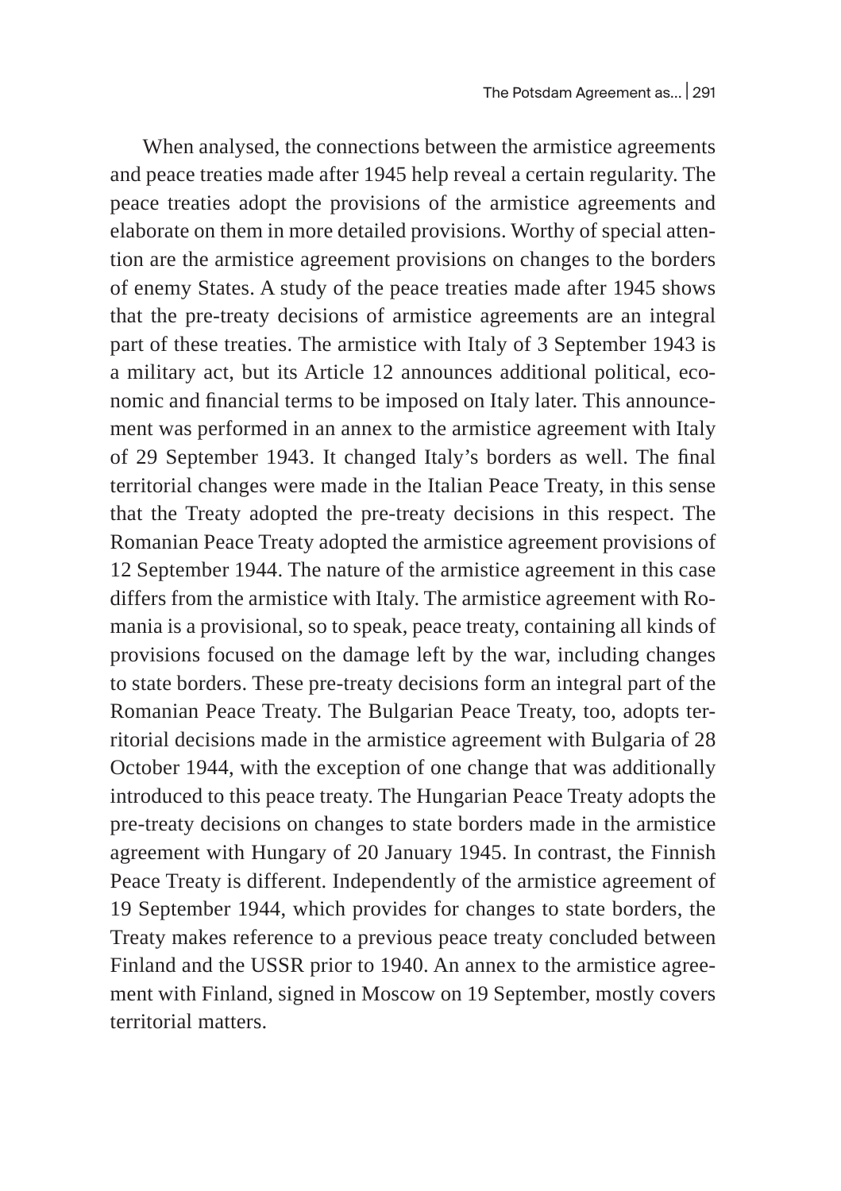When analysed, the connections between the armistice agreements and peace treaties made after 1945 help reveal a certain regularity. The peace treaties adopt the provisions of the armistice agreements and elaborate on them in more detailed provisions. Worthy of special attention are the armistice agreement provisions on changes to the borders of enemy States. A study of the peace treaties made after 1945 shows that the pre-treaty decisions of armistice agreements are an integral part of these treaties. The armistice with Italy of 3 September 1943 is a military act, but its Article 12 announces additional political, economic and financial terms to be imposed on Italy later. This announcement was performed in an annex to the armistice agreement with Italy of 29 September 1943. It changed Italy's borders as well. The final territorial changes were made in the Italian Peace Treaty, in this sense that the Treaty adopted the pre-treaty decisions in this respect. The Romanian Peace Treaty adopted the armistice agreement provisions of 12 September 1944. The nature of the armistice agreement in this case differs from the armistice with Italy. The armistice agreement with Romania is a provisional, so to speak, peace treaty, containing all kinds of provisions focused on the damage left by the war, including changes to state borders. These pre-treaty decisions form an integral part of the Romanian Peace Treaty. The Bulgarian Peace Treaty, too, adopts territorial decisions made in the armistice agreement with Bulgaria of 28 October 1944, with the exception of one change that was additionally introduced to this peace treaty. The Hungarian Peace Treaty adopts the pre-treaty decisions on changes to state borders made in the armistice agreement with Hungary of 20 January 1945. In contrast, the Finnish Peace Treaty is different. Independently of the armistice agreement of 19 September 1944, which provides for changes to state borders, the Treaty makes reference to a previous peace treaty concluded between Finland and the USSR prior to 1940. An annex to the armistice agreement with Finland, signed in Moscow on 19 September, mostly covers territorial matters.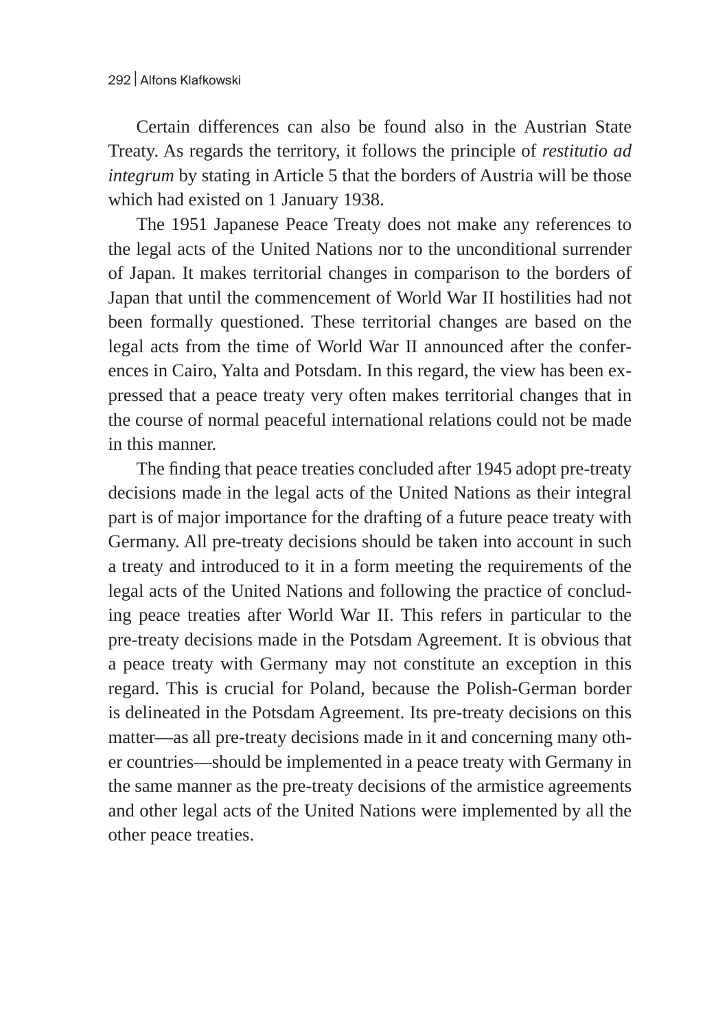Certain differences can also be found also in the Austrian State Treaty. As regards the territory, it follows the principle of *restitutio ad integrum* by stating in Article 5 that the borders of Austria will be those which had existed on 1 January 1938.

The 1951 Japanese Peace Treaty does not make any references to the legal acts of the United Nations nor to the unconditional surrender of Japan. It makes territorial changes in comparison to the borders of Japan that until the commencement of World War II hostilities had not been formally questioned. These territorial changes are based on the legal acts from the time of World War II announced after the conferences in Cairo, Yalta and Potsdam. In this regard, the view has been expressed that a peace treaty very often makes territorial changes that in the course of normal peaceful international relations could not be made in this manner.

The finding that peace treaties concluded after 1945 adopt pre-treaty decisions made in the legal acts of the United Nations as their integral part is of major importance for the drafting of a future peace treaty with Germany. All pre-treaty decisions should be taken into account in such a treaty and introduced to it in a form meeting the requirements of the legal acts of the United Nations and following the practice of concluding peace treaties after World War II. This refers in particular to the pre-treaty decisions made in the Potsdam Agreement. It is obvious that a peace treaty with Germany may not constitute an exception in this regard. This is crucial for Poland, because the Polish-German border is delineated in the Potsdam Agreement. Its pre-treaty decisions on this matter—as all pre-treaty decisions made in it and concerning many other countries—should be implemented in a peace treaty with Germany in the same manner as the pre-treaty decisions of the armistice agreements and other legal acts of the United Nations were implemented by all the other peace treaties.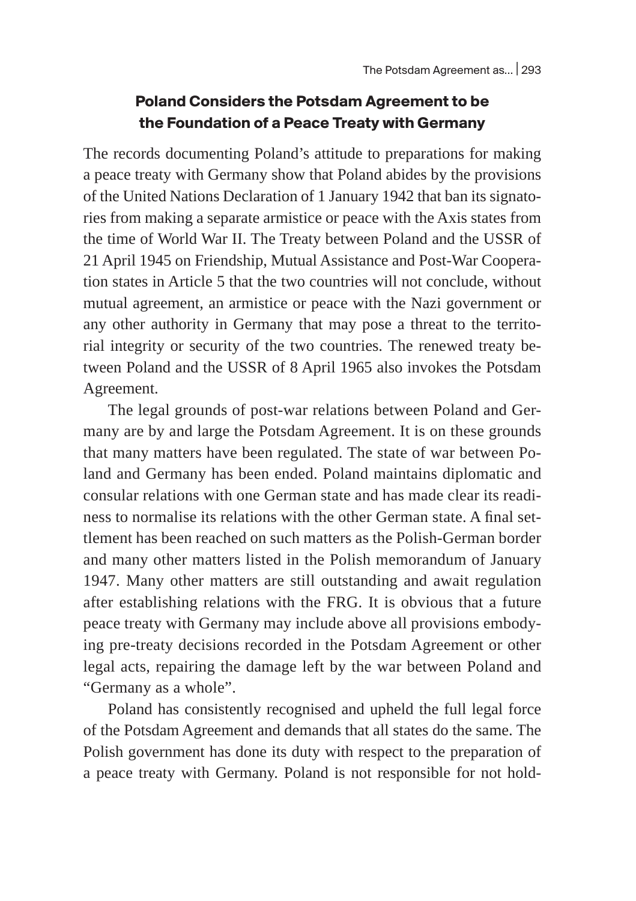## Poland Considers the Potsdam Agreement to be the Foundation of a Peace Treaty with Germany

The records documenting Poland's attitude to preparations for making a peace treaty with Germany show that Poland abides by the provisions of the United Nations Declaration of 1 January 1942 that ban its signatories from making a separate armistice or peace with the Axis states from the time of World War II. The Treaty between Poland and the USSR of 21 April 1945 on Friendship, Mutual Assistance and Post-War Cooperation states in Article 5 that the two countries will not conclude, without mutual agreement, an armistice or peace with the Nazi government or any other authority in Germany that may pose a threat to the territorial integrity or security of the two countries. The renewed treaty between Poland and the USSR of 8 April 1965 also invokes the Potsdam Agreement.

The legal grounds of post-war relations between Poland and Germany are by and large the Potsdam Agreement. It is on these grounds that many matters have been regulated. The state of war between Poland and Germany has been ended. Poland maintains diplomatic and consular relations with one German state and has made clear its readiness to normalise its relations with the other German state. A final settlement has been reached on such matters as the Polish-German border and many other matters listed in the Polish memorandum of January 1947. Many other matters are still outstanding and await regulation after establishing relations with the FRG. It is obvious that a future peace treaty with Germany may include above all provisions embodying pre-treaty decisions recorded in the Potsdam Agreement or other legal acts, repairing the damage left by the war between Poland and "Germany as a whole".

Poland has consistently recognised and upheld the full legal force of the Potsdam Agreement and demands that all states do the same. The Polish government has done its duty with respect to the preparation of a peace treaty with Germany. Poland is not responsible for not hold-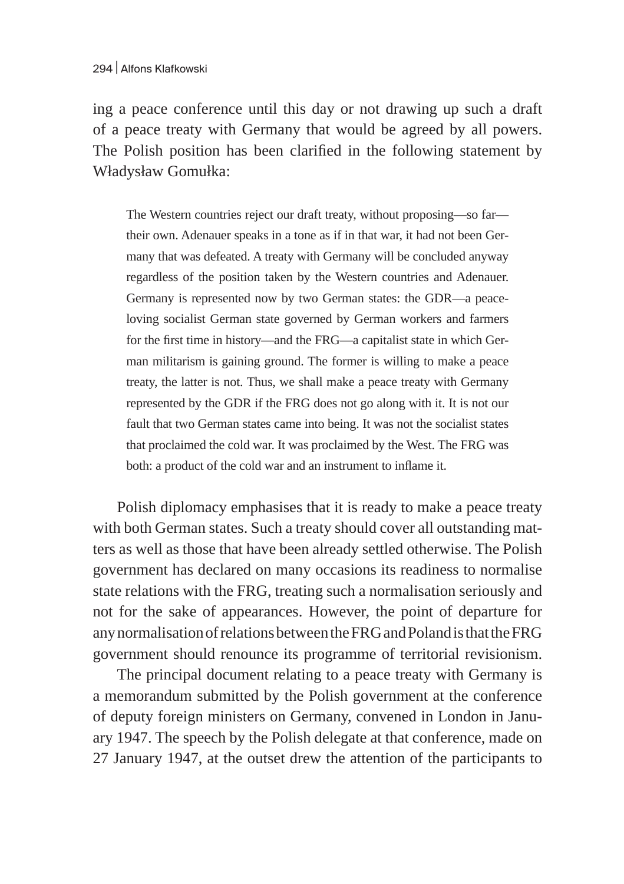ing a peace conference until this day or not drawing up such a draft of a peace treaty with Germany that would be agreed by all powers. The Polish position has been clarified in the following statement by Władysław Gomułka:

> The Western countries reject our draft treaty, without proposing—so far—their own. Adenauer speaks in a tone as if in that war, it had not been Germany that was defeated. A treaty with Germany will be concluded anyway regardless of the position taken by the Western countries and Adenauer. Germany is represented now by two German states: the GDR—a peace-loving socialist German state governed by German workers and farmers for the first time in history—and the FRG—a capitalist state in which German militarism is gaining ground. The former is willing to make a peace treaty, the latter is not. Thus, we shall make a peace treaty with Germany represented by the GDR if the FRG does not go along with it. It is not our fault that two German states came into being. It was not the socialist states that proclaimed the cold war. It was proclaimed by the West. The FRG was both: a product of the cold war and an instrument to inflame it.

Polish diplomacy emphasises that it is ready to make a peace treaty with both German states. Such a treaty should cover all outstanding matters as well as those that have been already settled otherwise. The Polish government has declared on many occasions its readiness to normalise state relations with the FRG, treating such a normalisation seriously and not for the sake of appearances. However, the point of departure for any normalisation of relations between the FRG and Poland is that the FRG government should renounce its programme of territorial revisionism.

The principal document relating to a peace treaty with Germany is a memorandum submitted by the Polish government at the conference of deputy foreign ministers on Germany, convened in London in January 1947. The speech by the Polish delegate at that conference, made on 27 January 1947, at the outset drew the attention of the participants to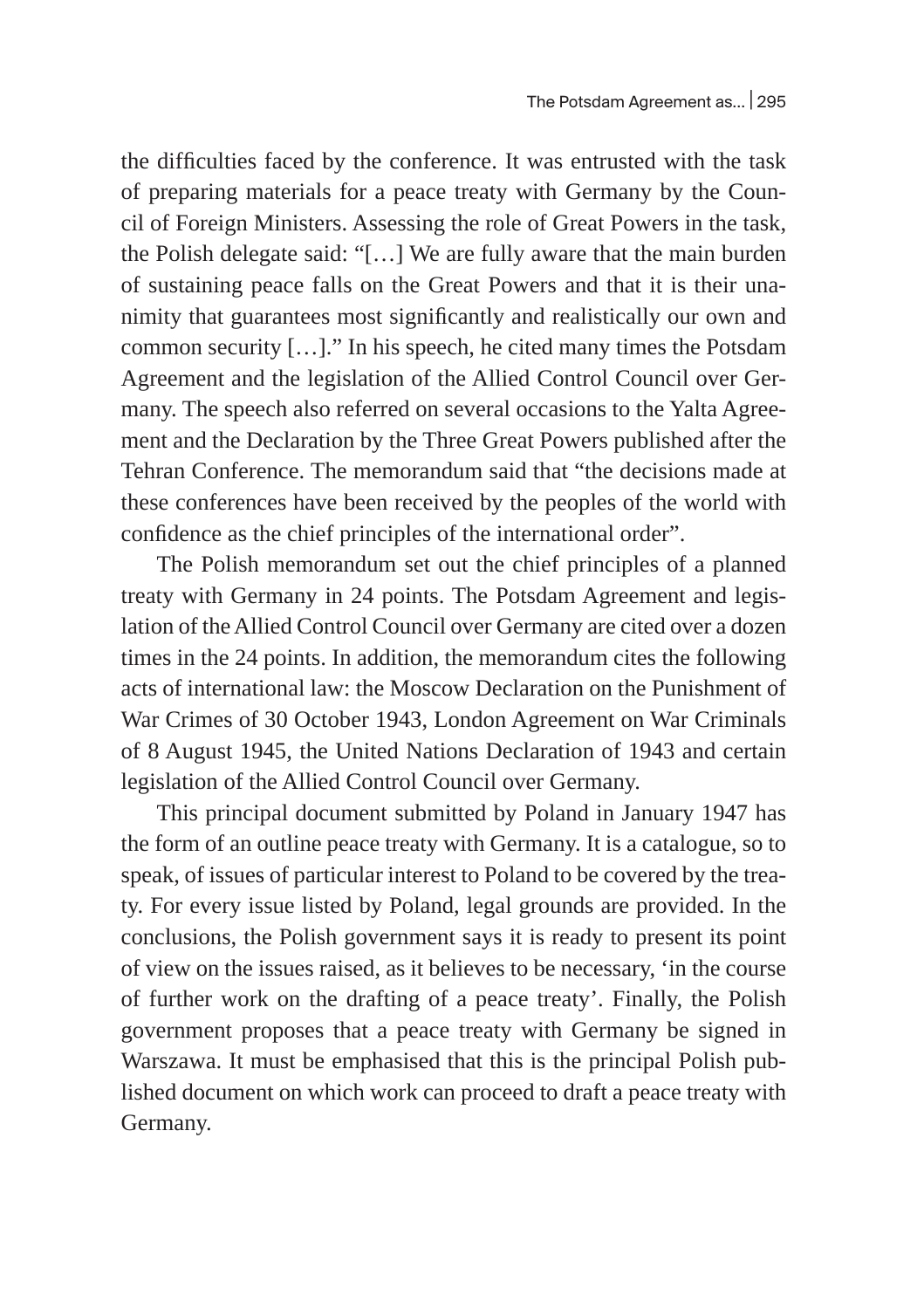the difficulties faced by the conference. It was entrusted with the task of preparing materials for a peace treaty with Germany by the Council of Foreign Ministers. Assessing the role of Great Powers in the task, the Polish delegate said: "[…] We are fully aware that the main burden of sustaining peace falls on the Great Powers and that it is their unanimity that guarantees most significantly and realistically our own and common security […]." In his speech, he cited many times the Potsdam Agreement and the legislation of the Allied Control Council over Germany. The speech also referred on several occasions to the Yalta Agreement and the Declaration by the Three Great Powers published after the Tehran Conference. The memorandum said that "the decisions made at these conferences have been received by the peoples of the world with confidence as the chief principles of the international order".

The Polish memorandum set out the chief principles of a planned treaty with Germany in 24 points. The Potsdam Agreement and legislation of the Allied Control Council over Germany are cited over a dozen times in the 24 points. In addition, the memorandum cites the following acts of international law: the Moscow Declaration on the Punishment of War Crimes of 30 October 1943, London Agreement on War Criminals of 8 August 1945, the United Nations Declaration of 1943 and certain legislation of the Allied Control Council over Germany.

This principal document submitted by Poland in January 1947 has the form of an outline peace treaty with Germany. It is a catalogue, so to speak, of issues of particular interest to Poland to be covered by the treaty. For every issue listed by Poland, legal grounds are provided. In the conclusions, the Polish government says it is ready to present its point of view on the issues raised, as it believes to be necessary, 'in the course of further work on the drafting of a peace treaty'. Finally, the Polish government proposes that a peace treaty with Germany be signed in Warszawa. It must be emphasised that this is the principal Polish published document on which work can proceed to draft a peace treaty with Germany.